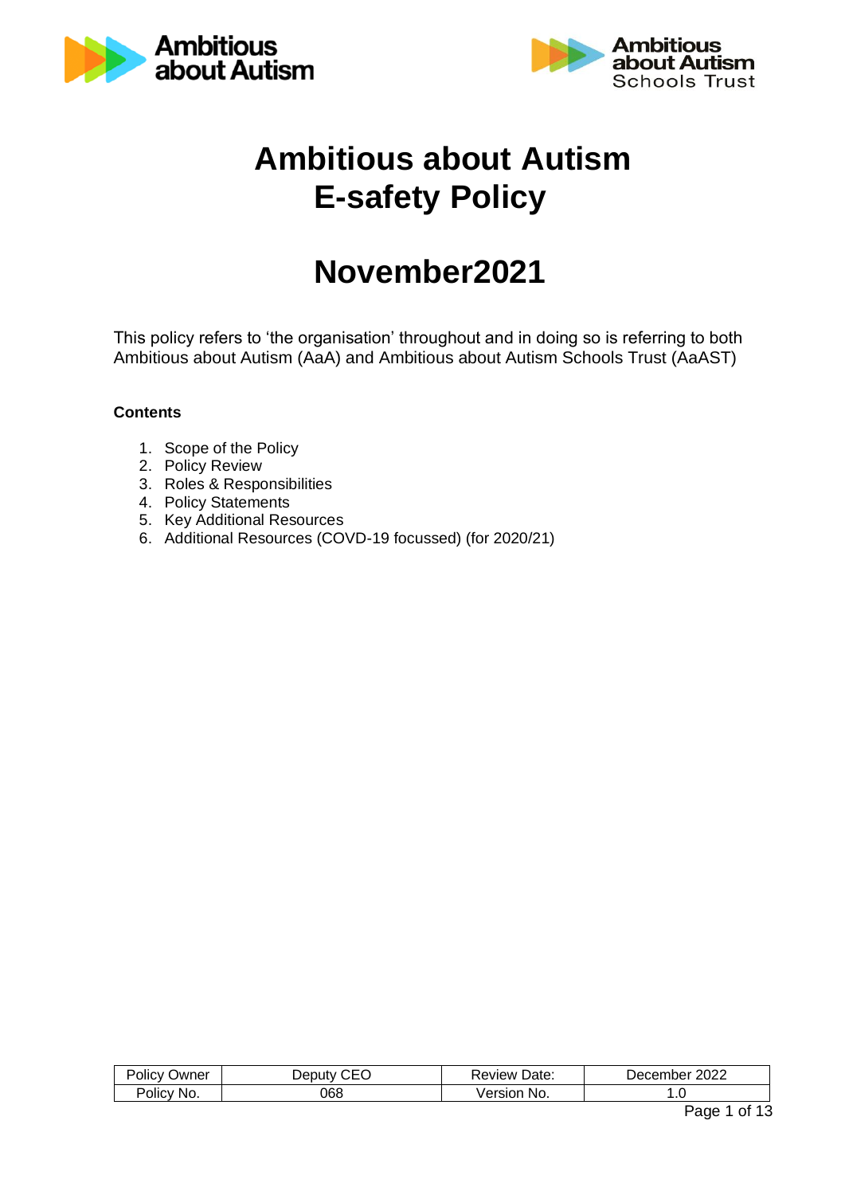# Ambitious about Autism E-safety Policy

# November2021

This policy refers to 'the organisation' throughout and in doing so is referring to both Ambitious about Autism (AaA) and Ambitious about Autism Schools Trust (AaAST)

**Contents**

1. Scope of the Policy
2. Policy Review
3. Roles & Responsibilities
4. Policy Statements
5. Key Additional Resources
6. Additional Resources (COVD-19 focussed) (for 2020/21)

| Policy Owner | Deputy CEO | Review Date: | December 2022 |
|---|---|---|---|
| Policy No. | 068 | Version No. | 1.0 |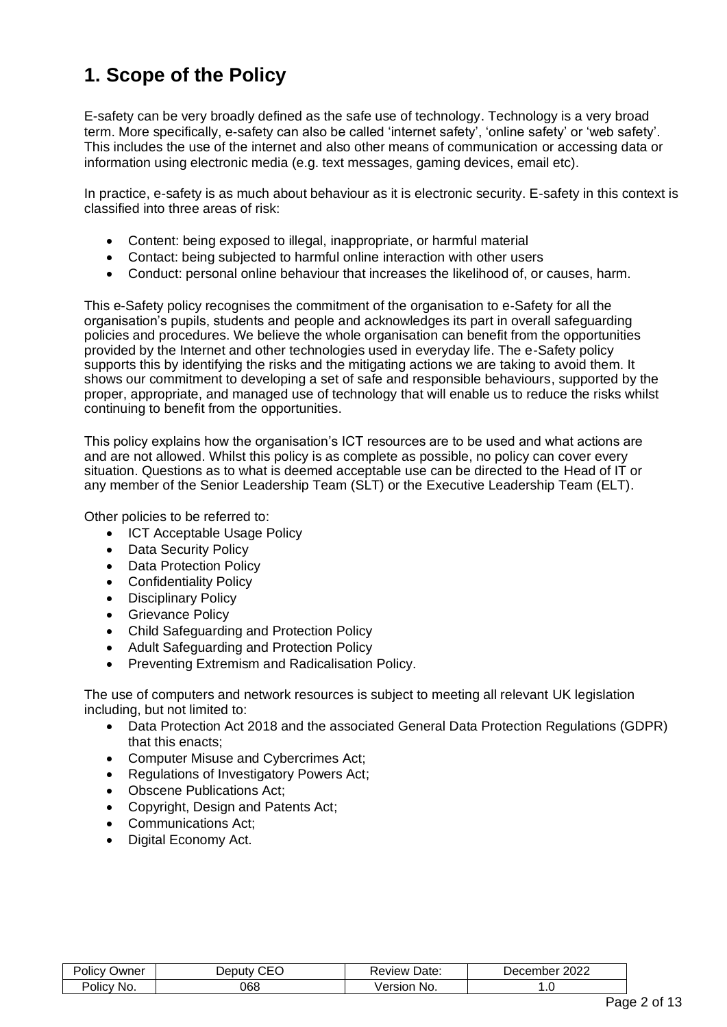# 1. Scope of the Policy

E-safety can be very broadly defined as the safe use of technology. Technology is a very broad term. More specifically, e-safety can also be called 'internet safety', 'online safety' or 'web safety'. This includes the use of the internet and also other means of communication or accessing data or information using electronic media (e.g. text messages, gaming devices, email etc).

In practice, e-safety is as much about behaviour as it is electronic security. E-safety in this context is classified into three areas of risk:

- Content: being exposed to illegal, inappropriate, or harmful material
- Contact: being subjected to harmful online interaction with other users
- Conduct: personal online behaviour that increases the likelihood of, or causes, harm.

This e-Safety policy recognises the commitment of the organisation to e-Safety for all the organisation's pupils, students and people and acknowledges its part in overall safeguarding policies and procedures. We believe the whole organisation can benefit from the opportunities provided by the Internet and other technologies used in everyday life. The e-Safety policy supports this by identifying the risks and the mitigating actions we are taking to avoid them. It shows our commitment to developing a set of safe and responsible behaviours, supported by the proper, appropriate, and managed use of technology that will enable us to reduce the risks whilst continuing to benefit from the opportunities.

This policy explains how the organisation's ICT resources are to be used and what actions are and are not allowed. Whilst this policy is as complete as possible, no policy can cover every situation. Questions as to what is deemed acceptable use can be directed to the Head of IT or any member of the Senior Leadership Team (SLT) or the Executive Leadership Team (ELT).

Other policies to be referred to:

- ICT Acceptable Usage Policy
- Data Security Policy
- Data Protection Policy
- Confidentiality Policy
- Disciplinary Policy
- Grievance Policy
- Child Safeguarding and Protection Policy
- Adult Safeguarding and Protection Policy
- Preventing Extremism and Radicalisation Policy.

The use of computers and network resources is subject to meeting all relevant UK legislation including, but not limited to:

- Data Protection Act 2018 and the associated General Data Protection Regulations (GDPR) that this enacts;
- Computer Misuse and Cybercrimes Act;
- Regulations of Investigatory Powers Act;
- Obscene Publications Act;
- Copyright, Design and Patents Act;
- Communications Act;
- Digital Economy Act.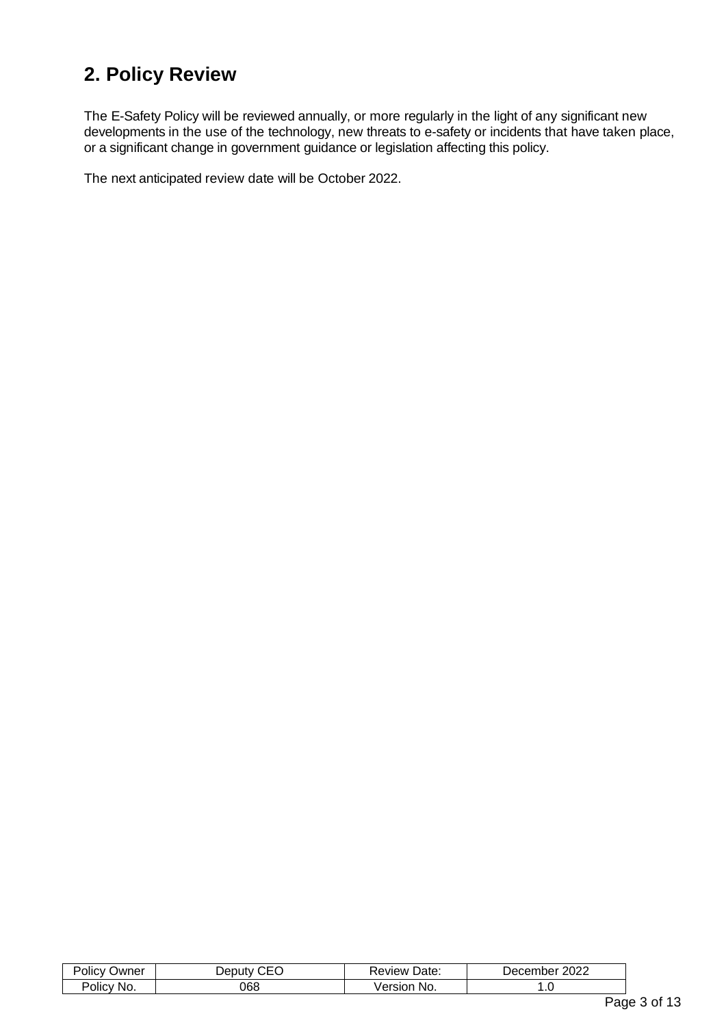## 2. Policy Review

The E-Safety Policy will be reviewed annually, or more regularly in the light of any significant new developments in the use of the technology, new threats to e-safety or incidents that have taken place, or a significant change in government guidance or legislation affecting this policy.

The next anticipated review date will be October 2022.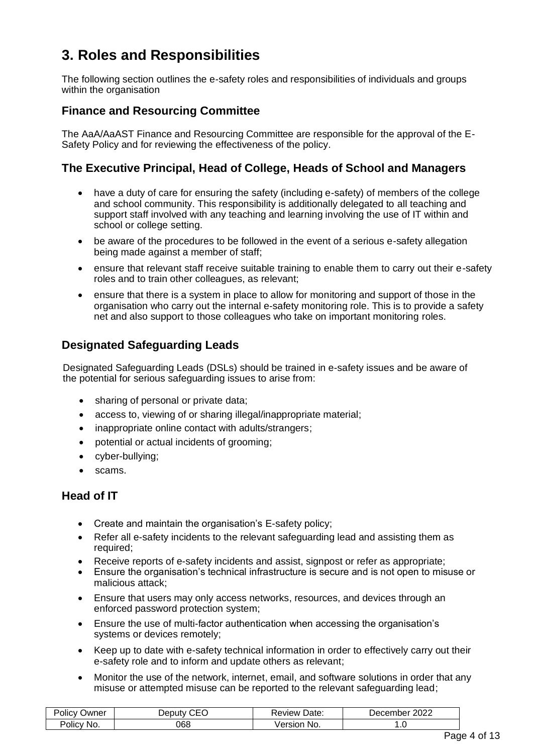## 3. Roles and Responsibilities

The following section outlines the e-safety roles and responsibilities of individuals and groups within the organisation

### Finance and Resourcing Committee

The AaA/AaAST Finance and Resourcing Committee are responsible for the approval of the E-Safety Policy and for reviewing the effectiveness of the policy.

### The Executive Principal, Head of College, Heads of School and Managers

- have a duty of care for ensuring the safety (including e-safety) of members of the college and school community. This responsibility is additionally delegated to all teaching and support staff involved with any teaching and learning involving the use of IT within and school or college setting.
- be aware of the procedures to be followed in the event of a serious e-safety allegation being made against a member of staff;
- ensure that relevant staff receive suitable training to enable them to carry out their e-safety roles and to train other colleagues, as relevant;
- ensure that there is a system in place to allow for monitoring and support of those in the organisation who carry out the internal e-safety monitoring role. This is to provide a safety net and also support to those colleagues who take on important monitoring roles.

### Designated Safeguarding Leads

Designated Safeguarding Leads (DSLs) should be trained in e-safety issues and be aware of the potential for serious safeguarding issues to arise from:

- sharing of personal or private data;
- access to, viewing of or sharing illegal/inappropriate material;
- inappropriate online contact with adults/strangers;
- potential or actual incidents of grooming;
- cyber-bullying;
- scams.

### Head of IT

- Create and maintain the organisation's E-safety policy;
- Refer all e-safety incidents to the relevant safeguarding lead and assisting them as required;
- Receive reports of e-safety incidents and assist, signpost or refer as appropriate;
- Ensure the organisation's technical infrastructure is secure and is not open to misuse or malicious attack;
- Ensure that users may only access networks, resources, and devices through an enforced password protection system;
- Ensure the use of multi-factor authentication when accessing the organisation's systems or devices remotely;
- Keep up to date with e-safety technical information in order to effectively carry out their e-safety role and to inform and update others as relevant;
- Monitor the use of the network, internet, email, and software solutions in order that any misuse or attempted misuse can be reported to the relevant safeguarding lead;

| Policy Owner | Deputy CEO | Review Date: | December 2022 |
|---|---|---|---|
| Policy No. | 068 | Version No. | 1.0 |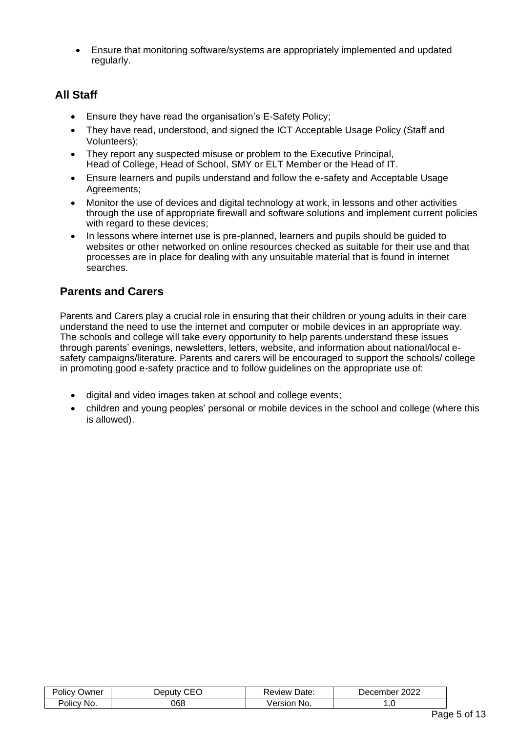- Ensure that monitoring software/systems are appropriately implemented and updated regularly.

## All Staff

- Ensure they have read the organisation's E-Safety Policy;
- They have read, understood, and signed the ICT Acceptable Usage Policy (Staff and Volunteers);
- They report any suspected misuse or problem to the Executive Principal, Head of College, Head of School, SMY or ELT Member or the Head of IT.
- Ensure learners and pupils understand and follow the e-safety and Acceptable Usage Agreements;
- Monitor the use of devices and digital technology at work, in lessons and other activities through the use of appropriate firewall and software solutions and implement current policies with regard to these devices;
- In lessons where internet use is pre-planned, learners and pupils should be guided to websites or other networked on online resources checked as suitable for their use and that processes are in place for dealing with any unsuitable material that is found in internet searches.

## Parents and Carers

Parents and Carers play a crucial role in ensuring that their children or young adults in their care understand the need to use the internet and computer or mobile devices in an appropriate way. The schools and college will take every opportunity to help parents understand these issues through parents' evenings, newsletters, letters, website, and information about national/local e-safety campaigns/literature. Parents and carers will be encouraged to support the schools/ college in promoting good e-safety practice and to follow guidelines on the appropriate use of:

- digital and video images taken at school and college events;
- children and young peoples' personal or mobile devices in the school and college (where this is allowed).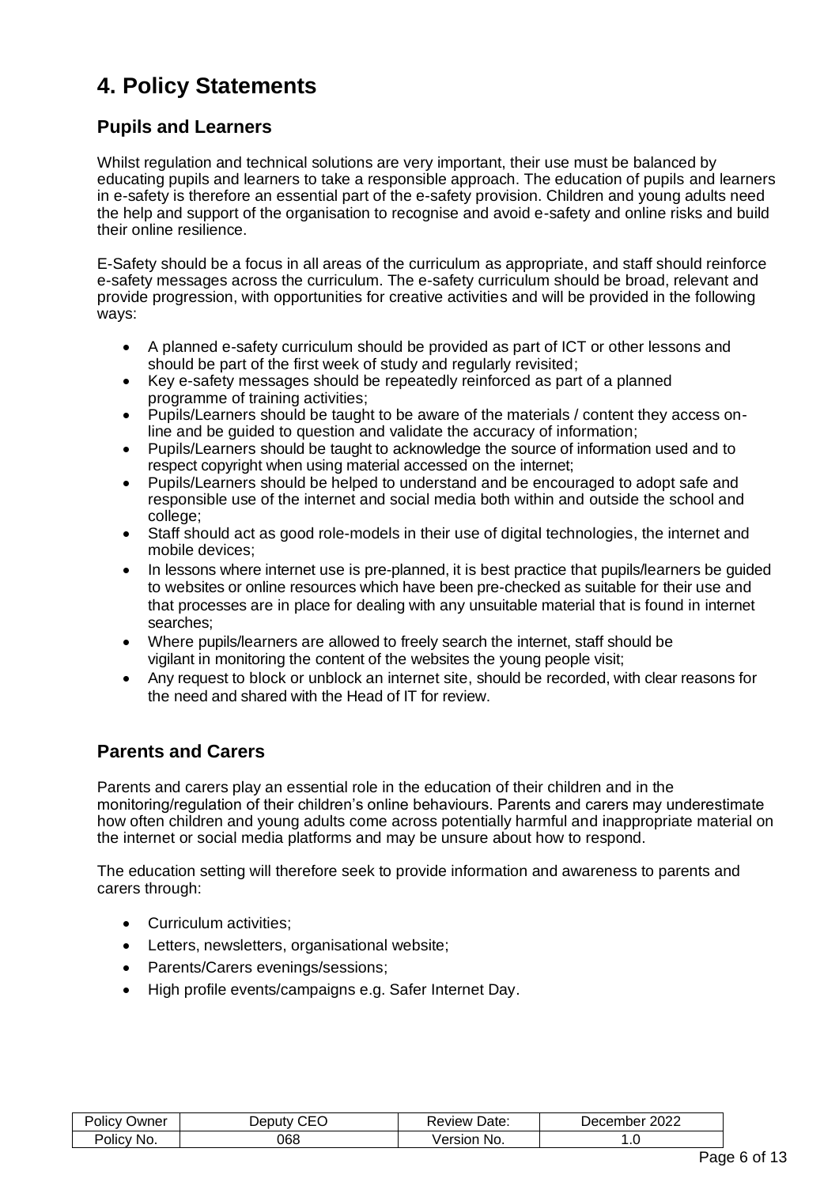# 4. Policy Statements

## Pupils and Learners

Whilst regulation and technical solutions are very important, their use must be balanced by educating pupils and learners to take a responsible approach. The education of pupils and learners in e-safety is therefore an essential part of the e-safety provision. Children and young adults need the help and support of the organisation to recognise and avoid e-safety and online risks and build their online resilience.

E-Safety should be a focus in all areas of the curriculum as appropriate, and staff should reinforce e-safety messages across the curriculum. The e-safety curriculum should be broad, relevant and provide progression, with opportunities for creative activities and will be provided in the following ways:

- A planned e-safety curriculum should be provided as part of ICT or other lessons and should be part of the first week of study and regularly revisited;
- Key e-safety messages should be repeatedly reinforced as part of a planned programme of training activities;
- Pupils/Learners should be taught to be aware of the materials / content they access on-line and be guided to question and validate the accuracy of information;
- Pupils/Learners should be taught to acknowledge the source of information used and to respect copyright when using material accessed on the internet;
- Pupils/Learners should be helped to understand and be encouraged to adopt safe and responsible use of the internet and social media both within and outside the school and college;
- Staff should act as good role-models in their use of digital technologies, the internet and mobile devices;
- In lessons where internet use is pre-planned, it is best practice that pupils/learners be guided to websites or online resources which have been pre-checked as suitable for their use and that processes are in place for dealing with any unsuitable material that is found in internet searches;
- Where pupils/learners are allowed to freely search the internet, staff should be vigilant in monitoring the content of the websites the young people visit;
- Any request to block or unblock an internet site, should be recorded, with clear reasons for the need and shared with the Head of IT for review.

## Parents and Carers

Parents and carers play an essential role in the education of their children and in the monitoring/regulation of their children's online behaviours. Parents and carers may underestimate how often children and young adults come across potentially harmful and inappropriate material on the internet or social media platforms and may be unsure about how to respond.

The education setting will therefore seek to provide information and awareness to parents and carers through:

- Curriculum activities;
- Letters, newsletters, organisational website;
- Parents/Carers evenings/sessions;
- High profile events/campaigns e.g. Safer Internet Day.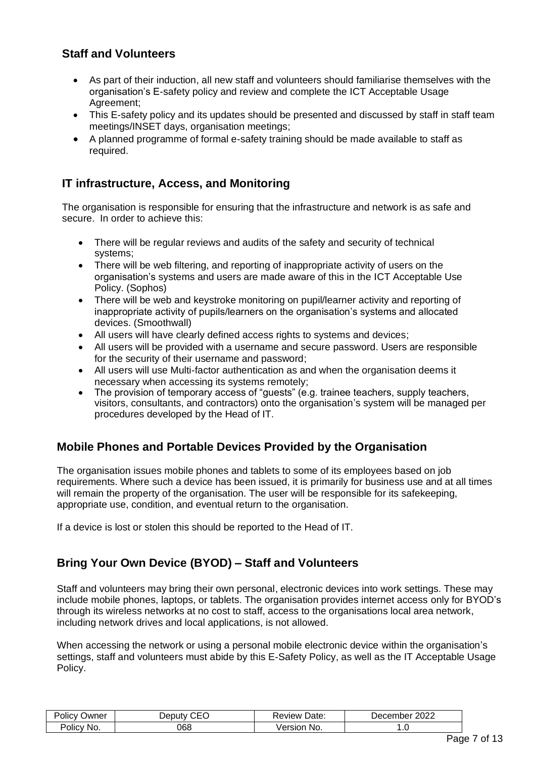## Staff and Volunteers

- As part of their induction, all new staff and volunteers should familiarise themselves with the organisation's E-safety policy and review and complete the ICT Acceptable Usage Agreement;
- This E-safety policy and its updates should be presented and discussed by staff in staff team meetings/INSET days, organisation meetings;
- A planned programme of formal e-safety training should be made available to staff as required.

## IT infrastructure, Access, and Monitoring

The organisation is responsible for ensuring that the infrastructure and network is as safe and secure. In order to achieve this:

- There will be regular reviews and audits of the safety and security of technical systems;
- There will be web filtering, and reporting of inappropriate activity of users on the organisation's systems and users are made aware of this in the ICT Acceptable Use Policy. (Sophos)
- There will be web and keystroke monitoring on pupil/learner activity and reporting of inappropriate activity of pupils/learners on the organisation's systems and allocated devices. (Smoothwall)
- All users will have clearly defined access rights to systems and devices;
- All users will be provided with a username and secure password. Users are responsible for the security of their username and password;
- All users will use Multi-factor authentication as and when the organisation deems it necessary when accessing its systems remotely;
- The provision of temporary access of "guests" (e.g. trainee teachers, supply teachers, visitors, consultants, and contractors) onto the organisation's system will be managed per procedures developed by the Head of IT.

## Mobile Phones and Portable Devices Provided by the Organisation

The organisation issues mobile phones and tablets to some of its employees based on job requirements. Where such a device has been issued, it is primarily for business use and at all times will remain the property of the organisation. The user will be responsible for its safekeeping, appropriate use, condition, and eventual return to the organisation.

If a device is lost or stolen this should be reported to the Head of IT.

## Bring Your Own Device (BYOD) – Staff and Volunteers

Staff and volunteers may bring their own personal, electronic devices into work settings. These may include mobile phones, laptops, or tablets. The organisation provides internet access only for BYOD's through its wireless networks at no cost to staff, access to the organisations local area network, including network drives and local applications, is not allowed.

When accessing the network or using a personal mobile electronic device within the organisation's settings, staff and volunteers must abide by this E-Safety Policy, as well as the IT Acceptable Usage Policy.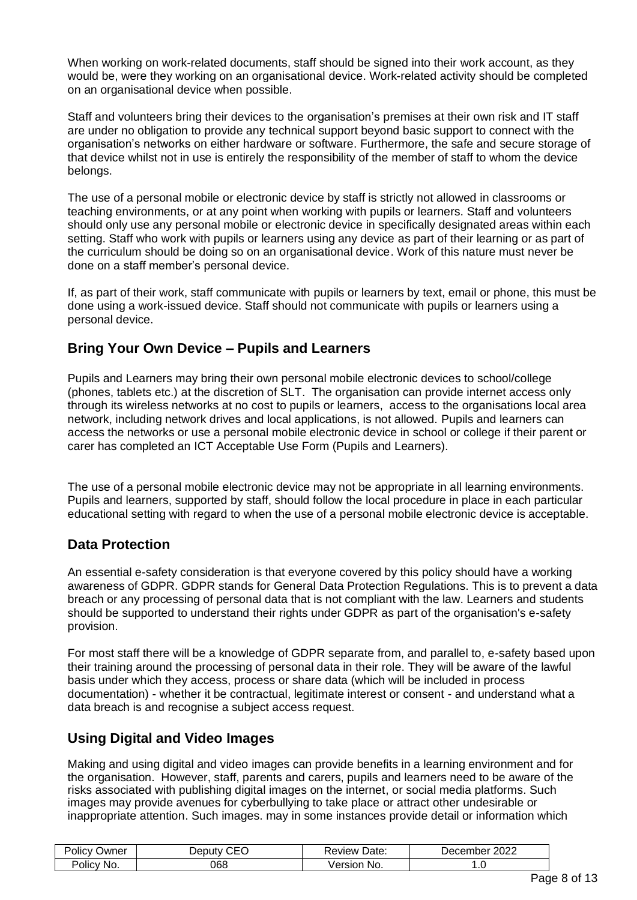When working on work-related documents, staff should be signed into their work account, as they would be, were they working on an organisational device. Work-related activity should be completed on an organisational device when possible.

Staff and volunteers bring their devices to the organisation's premises at their own risk and IT staff are under no obligation to provide any technical support beyond basic support to connect with the organisation's networks on either hardware or software. Furthermore, the safe and secure storage of that device whilst not in use is entirely the responsibility of the member of staff to whom the device belongs.

The use of a personal mobile or electronic device by staff is strictly not allowed in classrooms or teaching environments, or at any point when working with pupils or learners. Staff and volunteers should only use any personal mobile or electronic device in specifically designated areas within each setting. Staff who work with pupils or learners using any device as part of their learning or as part of the curriculum should be doing so on an organisational device. Work of this nature must never be done on a staff member's personal device.

If, as part of their work, staff communicate with pupils or learners by text, email or phone, this must be done using a work-issued device. Staff should not communicate with pupils or learners using a personal device.

## Bring Your Own Device – Pupils and Learners

Pupils and Learners may bring their own personal mobile electronic devices to school/college (phones, tablets etc.) at the discretion of SLT. The organisation can provide internet access only through its wireless networks at no cost to pupils or learners, access to the organisations local area network, including network drives and local applications, is not allowed. Pupils and learners can access the networks or use a personal mobile electronic device in school or college if their parent or carer has completed an ICT Acceptable Use Form (Pupils and Learners).

The use of a personal mobile electronic device may not be appropriate in all learning environments. Pupils and learners, supported by staff, should follow the local procedure in place in each particular educational setting with regard to when the use of a personal mobile electronic device is acceptable.

## Data Protection

An essential e-safety consideration is that everyone covered by this policy should have a working awareness of GDPR. GDPR stands for General Data Protection Regulations. This is to prevent a data breach or any processing of personal data that is not compliant with the law. Learners and students should be supported to understand their rights under GDPR as part of the organisation's e-safety provision.

For most staff there will be a knowledge of GDPR separate from, and parallel to, e-safety based upon their training around the processing of personal data in their role. They will be aware of the lawful basis under which they access, process or share data (which will be included in process documentation) - whether it be contractual, legitimate interest or consent - and understand what a data breach is and recognise a subject access request.

## Using Digital and Video Images

Making and using digital and video images can provide benefits in a learning environment and for the organisation. However, staff, parents and carers, pupils and learners need to be aware of the risks associated with publishing digital images on the internet, or social media platforms. Such images may provide avenues for cyberbullying to take place or attract other undesirable or inappropriate attention. Such images. may in some instances provide detail or information which

| Policy Owner | Deputy CEO | Review Date: | December 2022 |
| --- | --- | --- | --- |
| Policy No. | 068 | Version No. | 1.0 |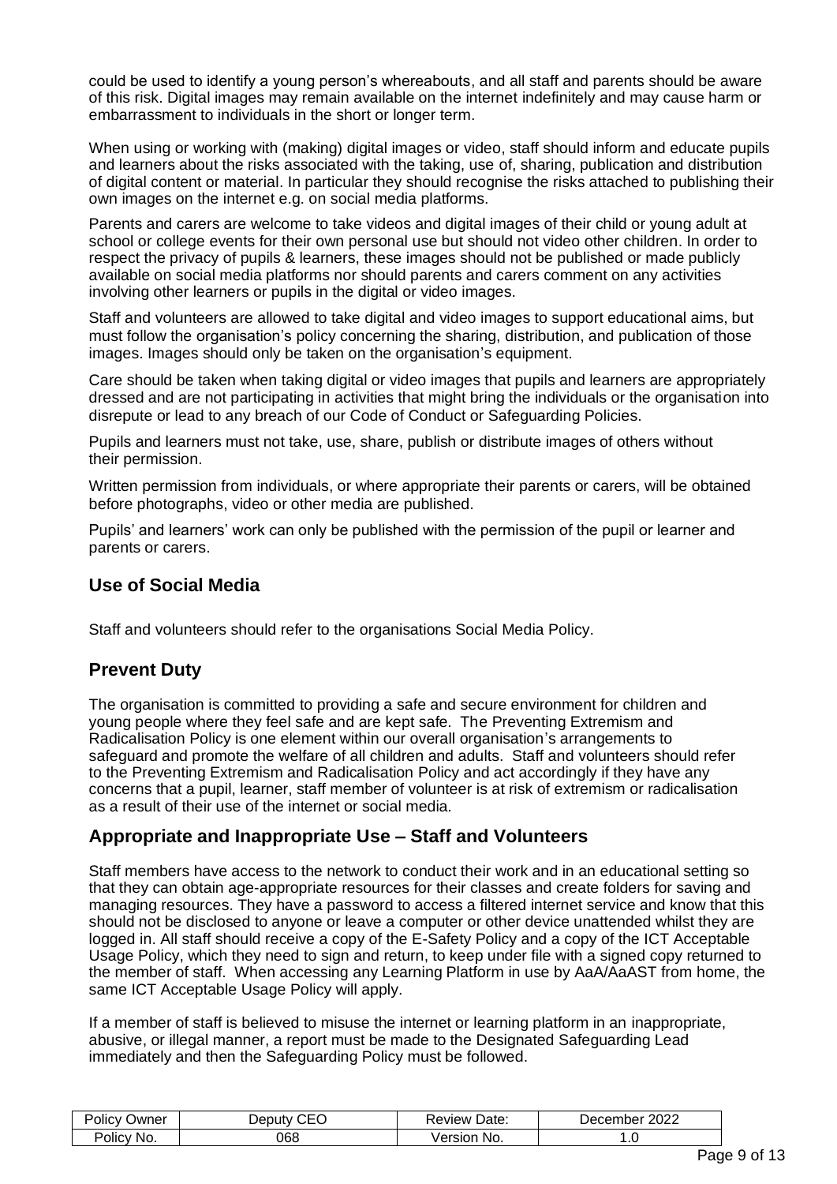could be used to identify a young person's whereabouts, and all staff and parents should be aware of this risk. Digital images may remain available on the internet indefinitely and may cause harm or embarrassment to individuals in the short or longer term.

When using or working with (making) digital images or video, staff should inform and educate pupils and learners about the risks associated with the taking, use of, sharing, publication and distribution of digital content or material. In particular they should recognise the risks attached to publishing their own images on the internet e.g. on social media platforms.

Parents and carers are welcome to take videos and digital images of their child or young adult at school or college events for their own personal use but should not video other children. In order to respect the privacy of pupils & learners, these images should not be published or made publicly available on social media platforms nor should parents and carers comment on any activities involving other learners or pupils in the digital or video images.

Staff and volunteers are allowed to take digital and video images to support educational aims, but must follow the organisation's policy concerning the sharing, distribution, and publication of those images. Images should only be taken on the organisation's equipment.

Care should be taken when taking digital or video images that pupils and learners are appropriately dressed and are not participating in activities that might bring the individuals or the organisation into disrepute or lead to any breach of our Code of Conduct or Safeguarding Policies.

Pupils and learners must not take, use, share, publish or distribute images of others without their permission.

Written permission from individuals, or where appropriate their parents or carers, will be obtained before photographs, video or other media are published.

Pupils' and learners' work can only be published with the permission of the pupil or learner and parents or carers.

## Use of Social Media

Staff and volunteers should refer to the organisations Social Media Policy.

## Prevent Duty

The organisation is committed to providing a safe and secure environment for children and young people where they feel safe and are kept safe. The Preventing Extremism and Radicalisation Policy is one element within our overall organisation's arrangements to safeguard and promote the welfare of all children and adults. Staff and volunteers should refer to the Preventing Extremism and Radicalisation Policy and act accordingly if they have any concerns that a pupil, learner, staff member of volunteer is at risk of extremism or radicalisation as a result of their use of the internet or social media.

## Appropriate and Inappropriate Use – Staff and Volunteers

Staff members have access to the network to conduct their work and in an educational setting so that they can obtain age-appropriate resources for their classes and create folders for saving and managing resources. They have a password to access a filtered internet service and know that this should not be disclosed to anyone or leave a computer or other device unattended whilst they are logged in. All staff should receive a copy of the E-Safety Policy and a copy of the ICT Acceptable Usage Policy, which they need to sign and return, to keep under file with a signed copy returned to the member of staff. When accessing any Learning Platform in use by AaA/AaAST from home, the same ICT Acceptable Usage Policy will apply.

If a member of staff is believed to misuse the internet or learning platform in an inappropriate, abusive, or illegal manner, a report must be made to the Designated Safeguarding Lead immediately and then the Safeguarding Policy must be followed.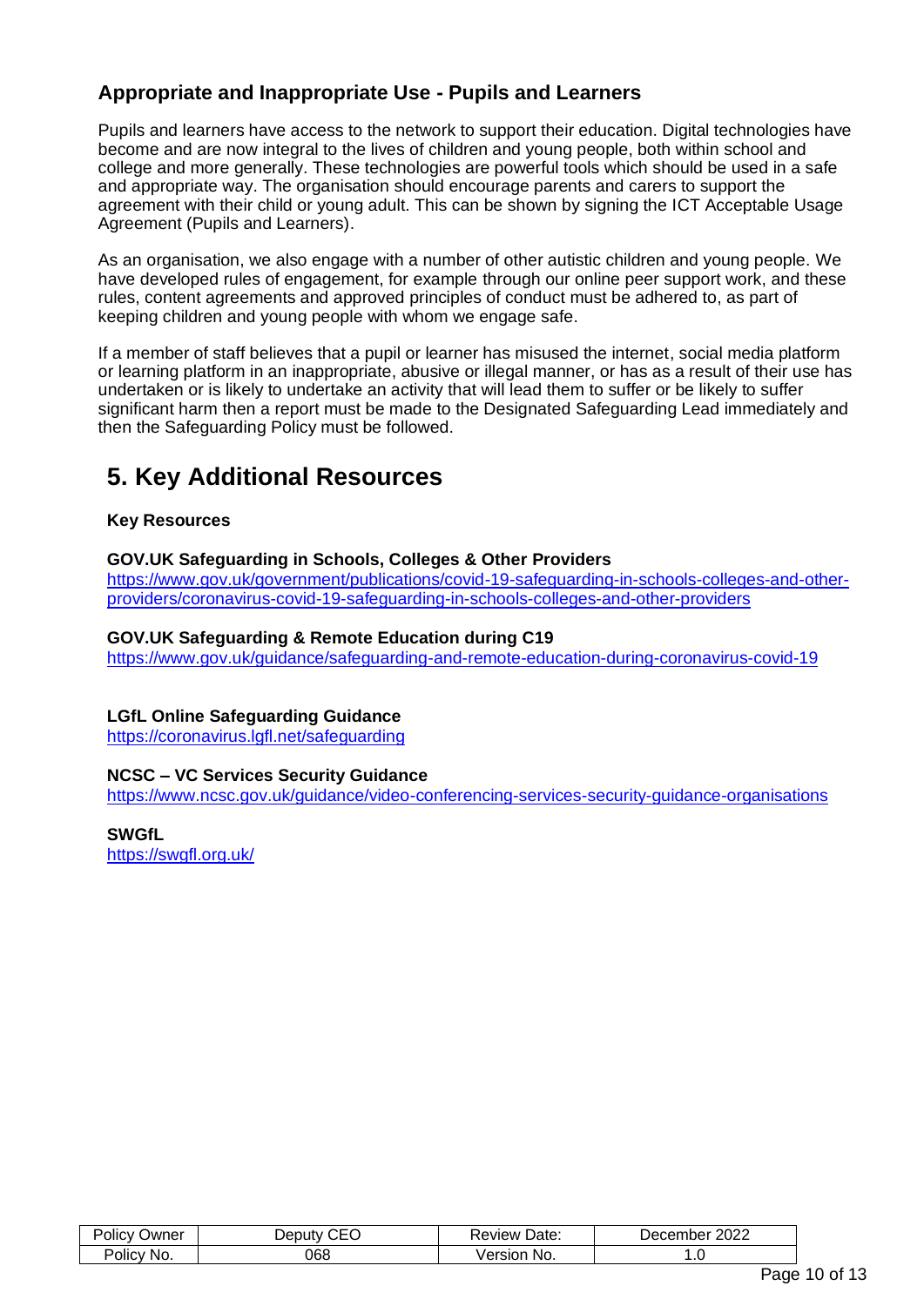### Appropriate and Inappropriate Use - Pupils and Learners

Pupils and learners have access to the network to support their education. Digital technologies have become and are now integral to the lives of children and young people, both within school and college and more generally. These technologies are powerful tools which should be used in a safe and appropriate way. The organisation should encourage parents and carers to support the agreement with their child or young adult. This can be shown by signing the ICT Acceptable Usage Agreement (Pupils and Learners).

As an organisation, we also engage with a number of other autistic children and young people. We have developed rules of engagement, for example through our online peer support work, and these rules, content agreements and approved principles of conduct must be adhered to, as part of keeping children and young people with whom we engage safe.

If a member of staff believes that a pupil or learner has misused the internet, social media platform or learning platform in an inappropriate, abusive or illegal manner, or has as a result of their use has undertaken or is likely to undertake an activity that will lead them to suffer or be likely to suffer significant harm then a report must be made to the Designated Safeguarding Lead immediately and then the Safeguarding Policy must be followed.

## 5. Key Additional Resources

**Key Resources**

**GOV.UK Safeguarding in Schools, Colleges & Other Providers**
https://www.gov.uk/government/publications/covid-19-safeguarding-in-schools-colleges-and-other-providers/coronavirus-covid-19-safeguarding-in-schools-colleges-and-other-providers

**GOV.UK Safeguarding & Remote Education during C19**
https://www.gov.uk/guidance/safeguarding-and-remote-education-during-coronavirus-covid-19

**LGfL Online Safeguarding Guidance**
https://coronavirus.lgfl.net/safeguarding

**NCSC – VC Services Security Guidance**
https://www.ncsc.gov.uk/guidance/video-conferencing-services-security-guidance-organisations

**SWGfL**
https://swgfl.org.uk/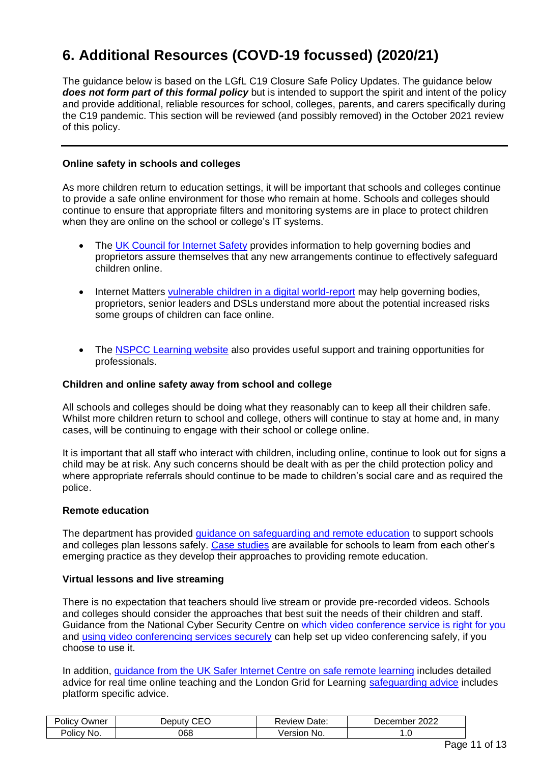# 6. Additional Resources (COVD-19 focussed) (2020/21)

The guidance below is based on the LGfL C19 Closure Safe Policy Updates. The guidance below ***does not form part of this formal policy*** but is intended to support the spirit and intent of the policy and provide additional, reliable resources for school, colleges, parents, and carers specifically during the C19 pandemic. This section will be reviewed (and possibly removed) in the October 2021 review of this policy.

---

**Online safety in schools and colleges**

As more children return to education settings, it will be important that schools and colleges continue to provide a safe online environment for those who remain at home. Schools and colleges should continue to ensure that appropriate filters and monitoring systems are in place to protect children when they are online on the school or college's IT systems.

- The UK Council for Internet Safety provides information to help governing bodies and proprietors assure themselves that any new arrangements continue to effectively safeguard children online.
- Internet Matters vulnerable children in a digital world-report may help governing bodies, proprietors, senior leaders and DSLs understand more about the potential increased risks some groups of children can face online.
- The NSPCC Learning website also provides useful support and training opportunities for professionals.

**Children and online safety away from school and college**

All schools and colleges should be doing what they reasonably can to keep all their children safe. Whilst more children return to school and college, others will continue to stay at home and, in many cases, will be continuing to engage with their school or college online.

It is important that all staff who interact with children, including online, continue to look out for signs a child may be at risk. Any such concerns should be dealt with as per the child protection policy and where appropriate referrals should continue to be made to children's social care and as required the police.

**Remote education**

The department has provided guidance on safeguarding and remote education to support schools and colleges plan lessons safely. Case studies are available for schools to learn from each other's emerging practice as they develop their approaches to providing remote education.

**Virtual lessons and live streaming**

There is no expectation that teachers should live stream or provide pre-recorded videos. Schools and colleges should consider the approaches that best suit the needs of their children and staff. Guidance from the National Cyber Security Centre on which video conference service is right for you and using video conferencing services securely can help set up video conferencing safely, if you choose to use it.

In addition, guidance from the UK Safer Internet Centre on safe remote learning includes detailed advice for real time online teaching and the London Grid for Learning safeguarding advice includes platform specific advice.

| Policy Owner | Deputy CEO | Review Date: | December 2022 |
| --- | --- | --- | --- |
| Policy No. | 068 | Version No. | 1.0 |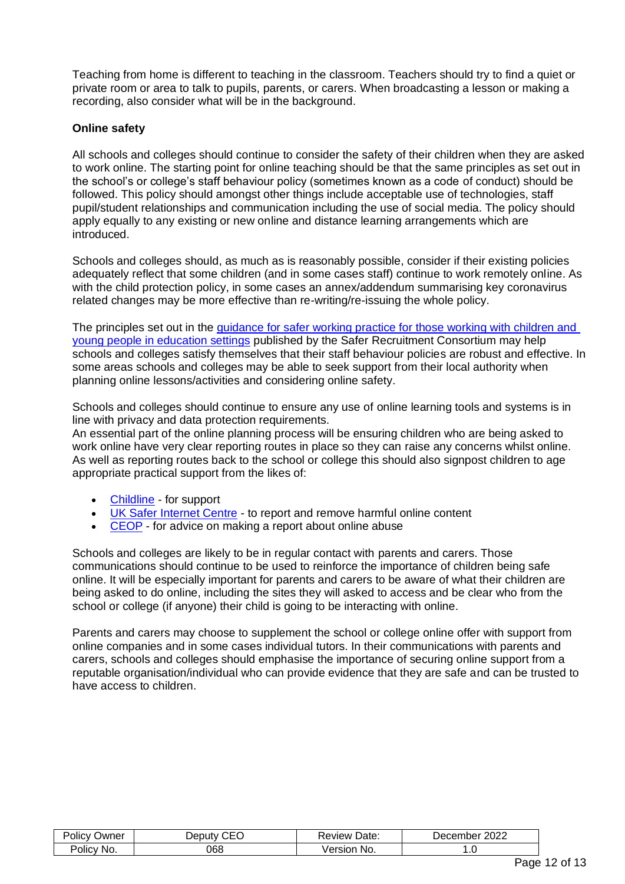Teaching from home is different to teaching in the classroom. Teachers should try to find a quiet or private room or area to talk to pupils, parents, or carers. When broadcasting a lesson or making a recording, also consider what will be in the background.

**Online safety**

All schools and colleges should continue to consider the safety of their children when they are asked to work online. The starting point for online teaching should be that the same principles as set out in the school's or college's staff behaviour policy (sometimes known as a code of conduct) should be followed. This policy should amongst other things include acceptable use of technologies, staff pupil/student relationships and communication including the use of social media. The policy should apply equally to any existing or new online and distance learning arrangements which are introduced.

Schools and colleges should, as much as is reasonably possible, consider if their existing policies adequately reflect that some children (and in some cases staff) continue to work remotely online. As with the child protection policy, in some cases an annex/addendum summarising key coronavirus related changes may be more effective than re-writing/re-issuing the whole policy.

The principles set out in the guidance for safer working practice for those working with children and young people in education settings published by the Safer Recruitment Consortium may help schools and colleges satisfy themselves that their staff behaviour policies are robust and effective. In some areas schools and colleges may be able to seek support from their local authority when planning online lessons/activities and considering online safety.

Schools and colleges should continue to ensure any use of online learning tools and systems is in line with privacy and data protection requirements.
An essential part of the online planning process will be ensuring children who are being asked to work online have very clear reporting routes in place so they can raise any concerns whilst online. As well as reporting routes back to the school or college this should also signpost children to age appropriate practical support from the likes of:

- Childline - for support
- UK Safer Internet Centre - to report and remove harmful online content
- CEOP - for advice on making a report about online abuse

Schools and colleges are likely to be in regular contact with parents and carers. Those communications should continue to be used to reinforce the importance of children being safe online. It will be especially important for parents and carers to be aware of what their children are being asked to do online, including the sites they will asked to access and be clear who from the school or college (if anyone) their child is going to be interacting with online.

Parents and carers may choose to supplement the school or college online offer with support from online companies and in some cases individual tutors. In their communications with parents and carers, schools and colleges should emphasise the importance of securing online support from a reputable organisation/individual who can provide evidence that they are safe and can be trusted to have access to children.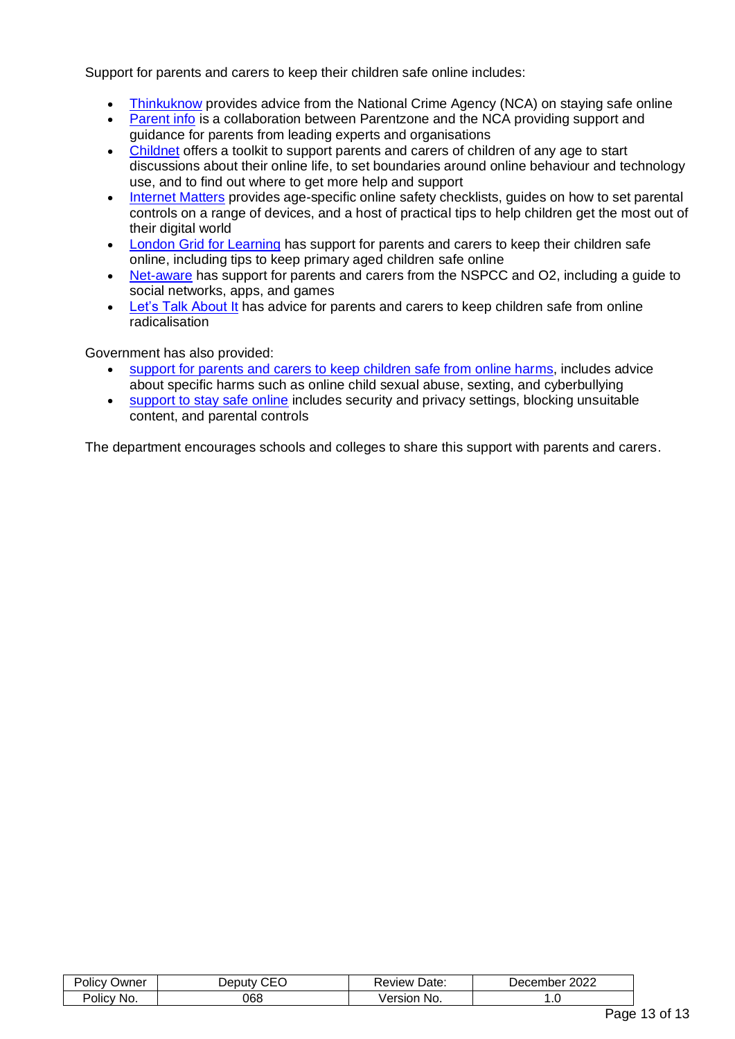Support for parents and carers to keep their children safe online includes:

- Thinkuknow provides advice from the National Crime Agency (NCA) on staying safe online
- Parent info is a collaboration between Parentzone and the NCA providing support and guidance for parents from leading experts and organisations
- Childnet offers a toolkit to support parents and carers of children of any age to start discussions about their online life, to set boundaries around online behaviour and technology use, and to find out where to get more help and support
- Internet Matters provides age-specific online safety checklists, guides on how to set parental controls on a range of devices, and a host of practical tips to help children get the most out of their digital world
- London Grid for Learning has support for parents and carers to keep their children safe online, including tips to keep primary aged children safe online
- Net-aware has support for parents and carers from the NSPCC and O2, including a guide to social networks, apps, and games
- Let's Talk About It has advice for parents and carers to keep children safe from online radicalisation

Government has also provided:

- support for parents and carers to keep children safe from online harms, includes advice about specific harms such as online child sexual abuse, sexting, and cyberbullying
- support to stay safe online includes security and privacy settings, blocking unsuitable content, and parental controls

The department encourages schools and colleges to share this support with parents and carers.